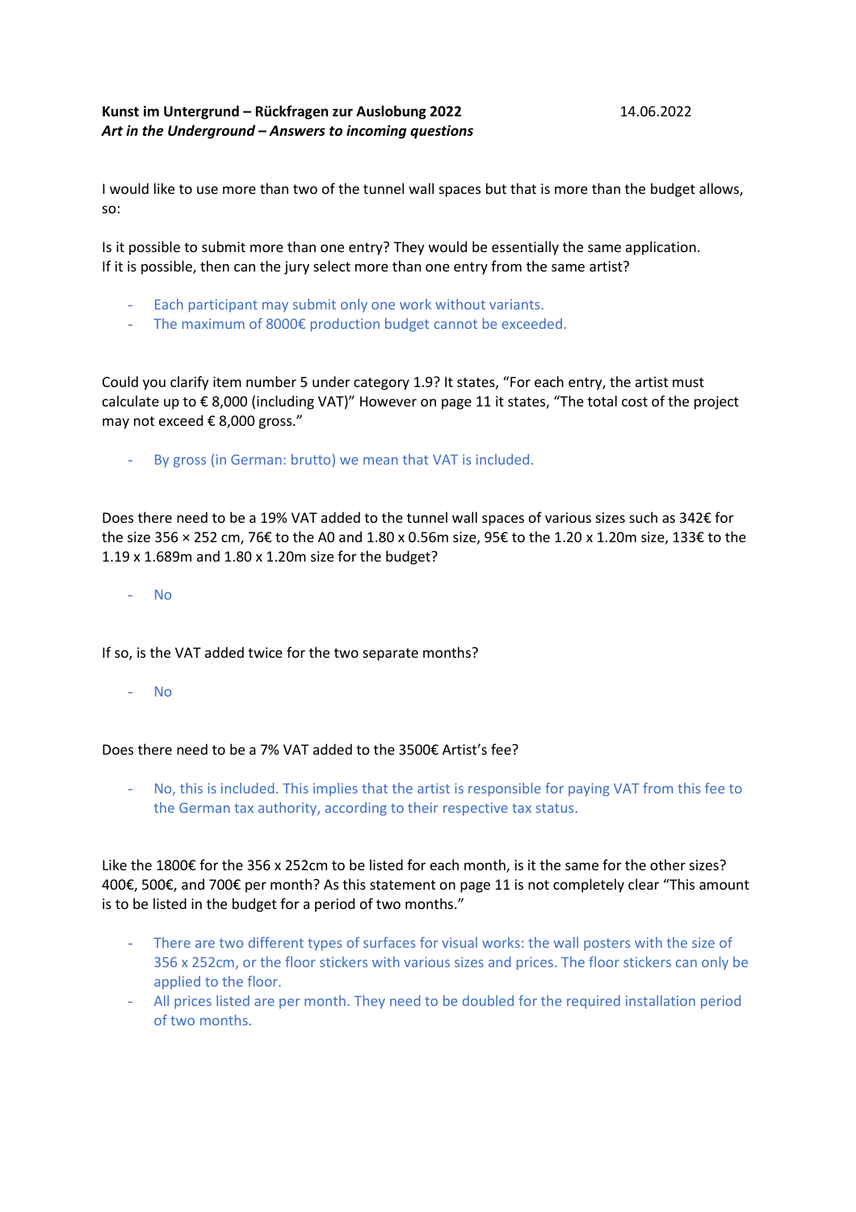**Kunst im Untergrund – Rückfragen zur Auslobung 2022** 14.06.2022
***Art in the Underground – Answers to incoming questions***

I would like to use more than two of the tunnel wall spaces but that is more than the budget allows, so:

Is it possible to submit more than one entry? They would be essentially the same application.
If it is possible, then can the jury select more than one entry from the same artist?

- Each participant may submit only one work without variants.
- The maximum of 8000€ production budget cannot be exceeded.

Could you clarify item number 5 under category 1.9? It states, "For each entry, the artist must calculate up to € 8,000 (including VAT)" However on page 11 it states, "The total cost of the project may not exceed € 8,000 gross."

- By gross (in German: brutto) we mean that VAT is included.

Does there need to be a 19% VAT added to the tunnel wall spaces of various sizes such as 342€ for the size 356 × 252 cm, 76€ to the A0 and 1.80 x 0.56m size, 95€ to the 1.20 x 1.20m size, 133€ to the 1.19 x 1.689m and 1.80 x 1.20m size for the budget?

- No

If so, is the VAT added twice for the two separate months?

- No

Does there need to be a 7% VAT added to the 3500€ Artist's fee?

- No, this is included. This implies that the artist is responsible for paying VAT from this fee to the German tax authority, according to their respective tax status.

Like the 1800€ for the 356 x 252cm to be listed for each month, is it the same for the other sizes? 400€, 500€, and 700€ per month? As this statement on page 11 is not completely clear "This amount is to be listed in the budget for a period of two months."

- There are two different types of surfaces for visual works: the wall posters with the size of 356 x 252cm, or the floor stickers with various sizes and prices. The floor stickers can only be applied to the floor.
- All prices listed are per month. They need to be doubled for the required installation period of two months.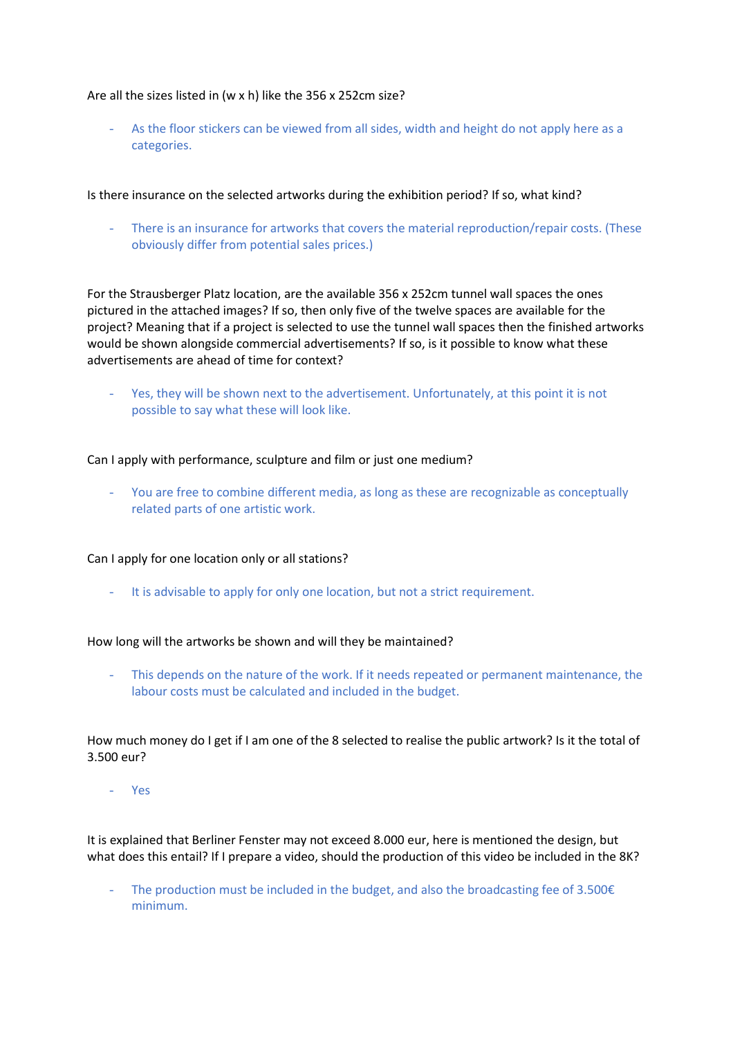Are all the sizes listed in (w x h) like the 356 x 252cm size?

- As the floor stickers can be viewed from all sides, width and height do not apply here as a categories.

Is there insurance on the selected artworks during the exhibition period? If so, what kind?

- There is an insurance for artworks that covers the material reproduction/repair costs. (These obviously differ from potential sales prices.)

For the Strausberger Platz location, are the available 356 x 252cm tunnel wall spaces the ones pictured in the attached images? If so, then only five of the twelve spaces are available for the project? Meaning that if a project is selected to use the tunnel wall spaces then the finished artworks would be shown alongside commercial advertisements? If so, is it possible to know what these advertisements are ahead of time for context?

- Yes, they will be shown next to the advertisement. Unfortunately, at this point it is not possible to say what these will look like.

Can I apply with performance, sculpture and film or just one medium?

- You are free to combine different media, as long as these are recognizable as conceptually related parts of one artistic work.

Can I apply for one location only or all stations?

- It is advisable to apply for only one location, but not a strict requirement.

How long will the artworks be shown and will they be maintained?

- This depends on the nature of the work. If it needs repeated or permanent maintenance, the labour costs must be calculated and included in the budget.

How much money do I get if I am one of the 8 selected to realise the public artwork? Is it the total of 3.500 eur?

- Yes

It is explained that Berliner Fenster may not exceed 8.000 eur, here is mentioned the design, but what does this entail? If I prepare a video, should the production of this video be included in the 8K?

- The production must be included in the budget, and also the broadcasting fee of 3.500€ minimum.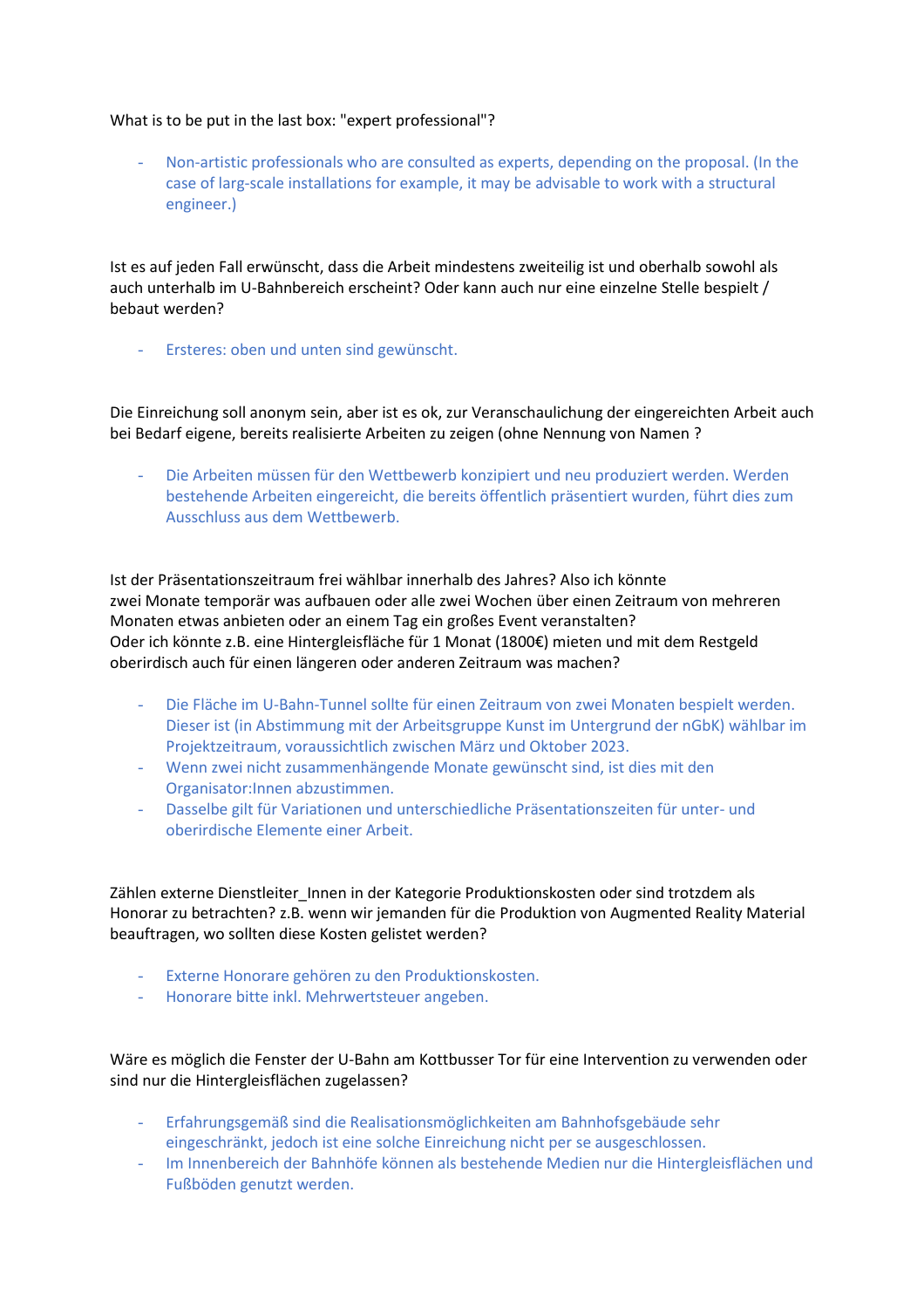What is to be put in the last box: "expert professional"?

- Non-artistic professionals who are consulted as experts, depending on the proposal. (In the case of larg-scale installations for example, it may be advisable to work with a structural engineer.)

Ist es auf jeden Fall erwünscht, dass die Arbeit mindestens zweiteilig ist und oberhalb sowohl als auch unterhalb im U-Bahnbereich erscheint? Oder kann auch nur eine einzelne Stelle bespielt / bebaut werden?

- Ersteres: oben und unten sind gewünscht.

Die Einreichung soll anonym sein, aber ist es ok, zur Veranschaulichung der eingereichten Arbeit auch bei Bedarf eigene, bereits realisierte Arbeiten zu zeigen (ohne Nennung von Namen ?

- Die Arbeiten müssen für den Wettbewerb konzipiert und neu produziert werden. Werden bestehende Arbeiten eingereicht, die bereits öffentlich präsentiert wurden, führt dies zum Ausschluss aus dem Wettbewerb.

Ist der Präsentationszeitraum frei wählbar innerhalb des Jahres? Also ich könnte zwei Monate temporär was aufbauen oder alle zwei Wochen über einen Zeitraum von mehreren Monaten etwas anbieten oder an einem Tag ein großes Event veranstalten?
Oder ich könnte z.B. eine Hintergleisfläche für 1 Monat (1800€) mieten und mit dem Restgeld oberirdisch auch für einen längeren oder anderen Zeitraum was machen?

- Die Fläche im U-Bahn-Tunnel sollte für einen Zeitraum von zwei Monaten bespielt werden. Dieser ist (in Abstimmung mit der Arbeitsgruppe Kunst im Untergrund der nGbK) wählbar im Projektzeitraum, voraussichtlich zwischen März und Oktober 2023.
- Wenn zwei nicht zusammenhängende Monate gewünscht sind, ist dies mit den Organisator:Innen abzustimmen.
- Dasselbe gilt für Variationen und unterschiedliche Präsentationszeiten für unter- und oberirdische Elemente einer Arbeit.

Zählen externe Dienstleiter_Innen in der Kategorie Produktionskosten oder sind trotzdem als Honorar zu betrachten? z.B. wenn wir jemanden für die Produktion von Augmented Reality Material beauftragen, wo sollten diese Kosten gelistet werden?

- Externe Honorare gehören zu den Produktionskosten.
- Honorare bitte inkl. Mehrwertsteuer angeben.

Wäre es möglich die Fenster der U-Bahn am Kottbusser Tor für eine Intervention zu verwenden oder sind nur die Hintergleisflächen zugelassen?

- Erfahrungsgemäß sind die Realisationsmöglichkeiten am Bahnhofsgebäude sehr eingeschränkt, jedoch ist eine solche Einreichung nicht per se ausgeschlossen.
- Im Innenbereich der Bahnhöfe können als bestehende Medien nur die Hintergleisflächen und Fußböden genutzt werden.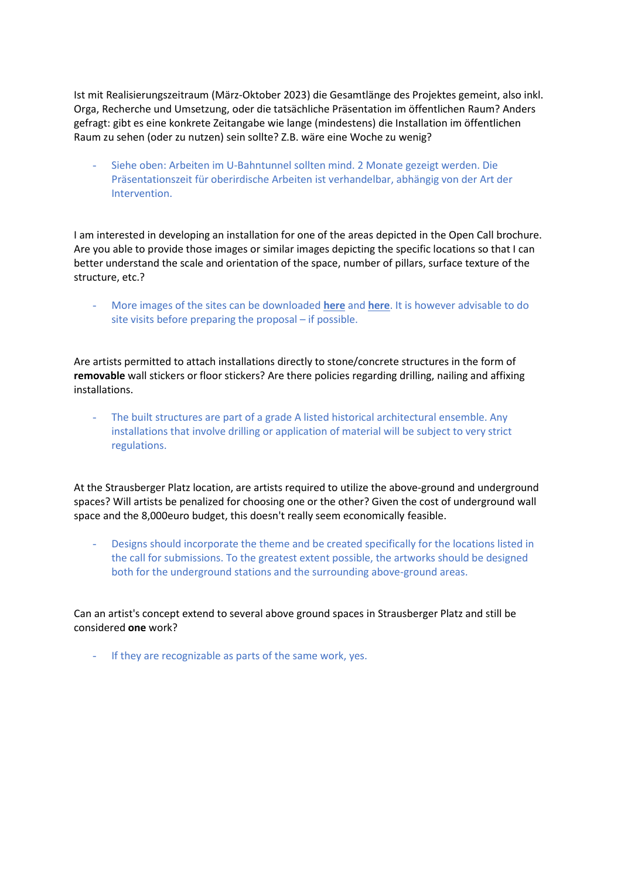Ist mit Realisierungszeitraum (März-Oktober 2023) die Gesamtlänge des Projektes gemeint, also inkl. Orga, Recherche und Umsetzung, oder die tatsächliche Präsentation im öffentlichen Raum? Anders gefragt: gibt es eine konkrete Zeitangabe wie lange (mindestens) die Installation im öffentlichen Raum zu sehen (oder zu nutzen) sein sollte? Z.B. wäre eine Woche zu wenig?

- Siehe oben: Arbeiten im U-Bahntunnel sollten mind. 2 Monate gezeigt werden. Die Präsentationszeit für oberirdische Arbeiten ist verhandelbar, abhängig von der Art der Intervention.

I am interested in developing an installation for one of the areas depicted in the Open Call brochure. Are you able to provide those images or similar images depicting the specific locations so that I can better understand the scale and orientation of the space, number of pillars, surface texture of the structure, etc.?

- More images of the sites can be downloaded **here** and **here**. It is however advisable to do site visits before preparing the proposal – if possible.

Are artists permitted to attach installations directly to stone/concrete structures in the form of **removable** wall stickers or floor stickers? Are there policies regarding drilling, nailing and affixing installations.

- The built structures are part of a grade A listed historical architectural ensemble. Any installations that involve drilling or application of material will be subject to very strict regulations.

At the Strausberger Platz location, are artists required to utilize the above-ground and underground spaces? Will artists be penalized for choosing one or the other? Given the cost of underground wall space and the 8,000euro budget, this doesn't really seem economically feasible.

- Designs should incorporate the theme and be created specifically for the locations listed in the call for submissions. To the greatest extent possible, the artworks should be designed both for the underground stations and the surrounding above-ground areas.

Can an artist's concept extend to several above ground spaces in Strausberger Platz and still be considered **one** work?

- If they are recognizable as parts of the same work, yes.